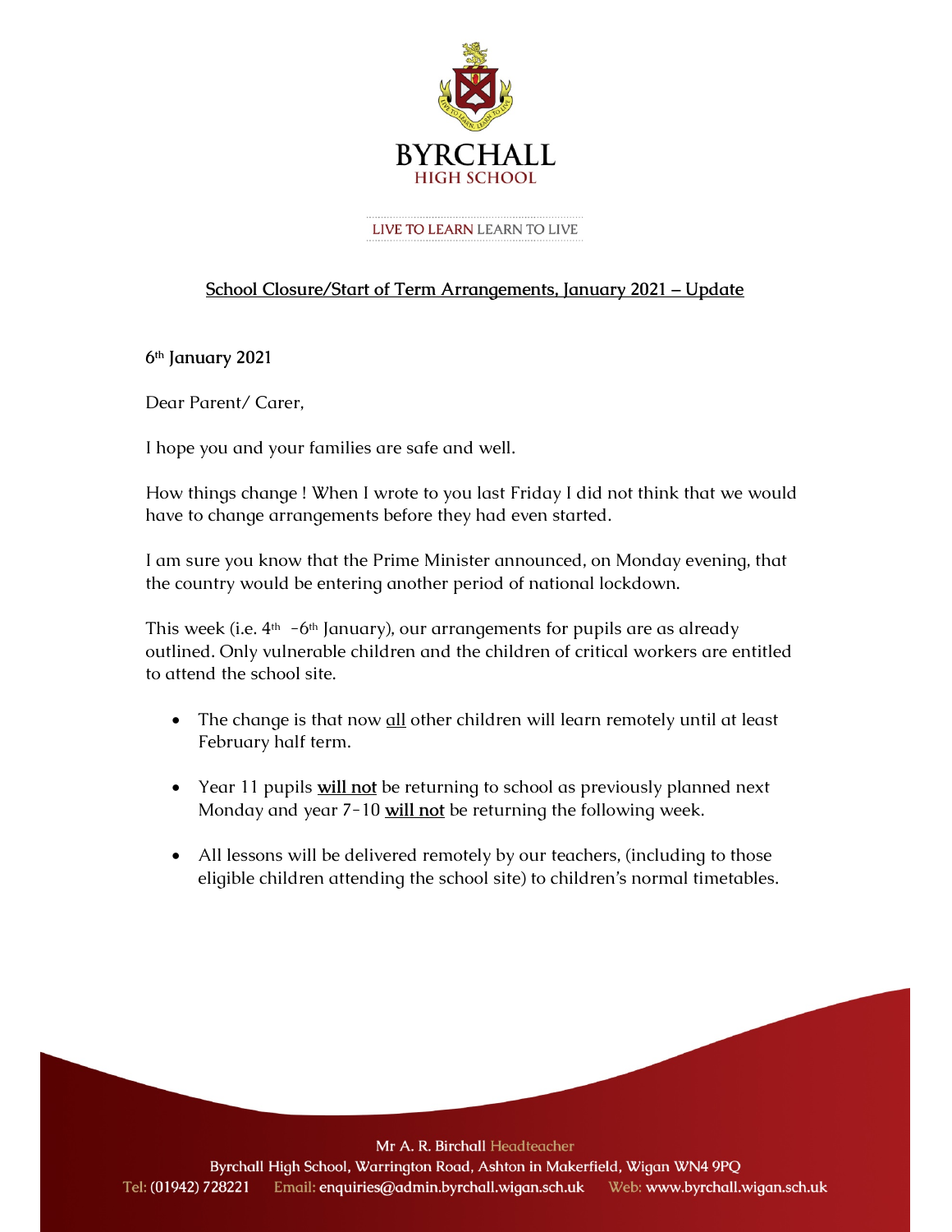# BYRCHALL HIGH SCHOOL

LIVE TO LEARN LEARN TO LIVE

## School Closure/Start of Term Arrangements, January 2021 – Update

**6th January 2021**

Dear Parent/ Carer,

I hope you and your families are safe and well.

How things change ! When I wrote to you last Friday I did not think that we would have to change arrangements before they had even started.

I am sure you know that the Prime Minister announced, on Monday evening, that the country would be entering another period of national lockdown.

This week (i.e. 4th -6th January), our arrangements for pupils are as already outlined. Only vulnerable children and the children of critical workers are entitled to attend the school site.

- The change is that now <u>all</u> other children will learn remotely until at least February half term.
- Year 11 pupils <u>**will not**</u> be returning to school as previously planned next Monday and year 7-10 <u>**will not**</u> be returning the following week.
- All lessons will be delivered remotely by our teachers, (including to those eligible children attending the school site) to children's normal timetables.

Mr A. R. Birchall Headteacher
Byrchall High School, Warrington Road, Ashton in Makerfield, Wigan WN4 9PQ
Tel: (01942) 728221 Email: enquiries@admin.byrchall.wigan.sch.uk Web: www.byrchall.wigan.sch.uk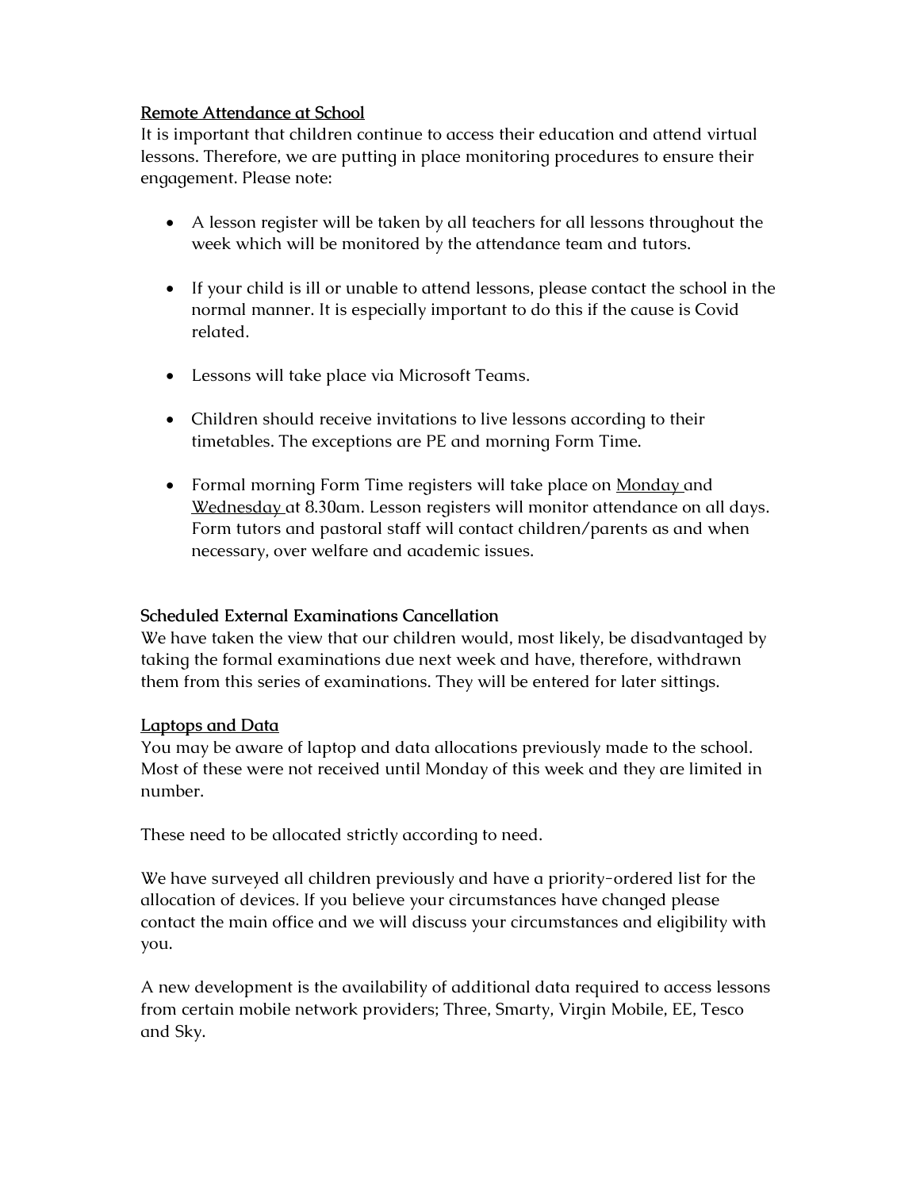## Remote Attendance at School

It is important that children continue to access their education and attend virtual lessons. Therefore, we are putting in place monitoring procedures to ensure their engagement. Please note:

- A lesson register will be taken by all teachers for all lessons throughout the week which will be monitored by the attendance team and tutors.
- If your child is ill or unable to attend lessons, please contact the school in the normal manner. It is especially important to do this if the cause is Covid related.
- Lessons will take place via Microsoft Teams.
- Children should receive invitations to live lessons according to their timetables. The exceptions are PE and morning Form Time.
- Formal morning Form Time registers will take place on Monday and Wednesday at 8.30am. Lesson registers will monitor attendance on all days. Form tutors and pastoral staff will contact children/parents as and when necessary, over welfare and academic issues.

## Scheduled External Examinations Cancellation

We have taken the view that our children would, most likely, be disadvantaged by taking the formal examinations due next week and have, therefore, withdrawn them from this series of examinations. They will be entered for later sittings.

## Laptops and Data

You may be aware of laptop and data allocations previously made to the school. Most of these were not received until Monday of this week and they are limited in number.

These need to be allocated strictly according to need.

We have surveyed all children previously and have a priority-ordered list for the allocation of devices. If you believe your circumstances have changed please contact the main office and we will discuss your circumstances and eligibility with you.

A new development is the availability of additional data required to access lessons from certain mobile network providers; Three, Smarty, Virgin Mobile, EE, Tesco and Sky.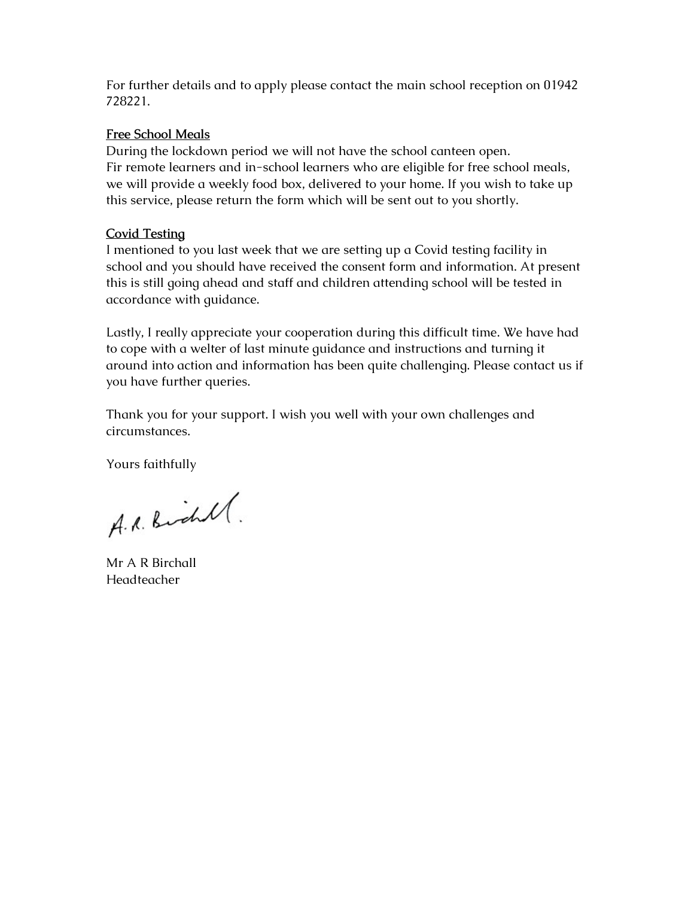For further details and to apply please contact the main school reception on 01942 728221.

<u>Free School Meals</u>

During the lockdown period we will not have the school canteen open.
Fir remote learners and in-school learners who are eligible for free school meals, we will provide a weekly food box, delivered to your home. If you wish to take up this service, please return the form which will be sent out to you shortly.

<u>Covid Testing</u>

I mentioned to you last week that we are setting up a Covid testing facility in school and you should have received the consent form and information. At present this is still going ahead and staff and children attending school will be tested in accordance with guidance.

Lastly, I really appreciate your cooperation during this difficult time. We have had to cope with a welter of last minute guidance and instructions and turning it around into action and information has been quite challenging. Please contact us if you have further queries.

Thank you for your support. I wish you well with your own challenges and circumstances.

Yours faithfully

A. R. Birchall.

Mr A R Birchall
Headteacher